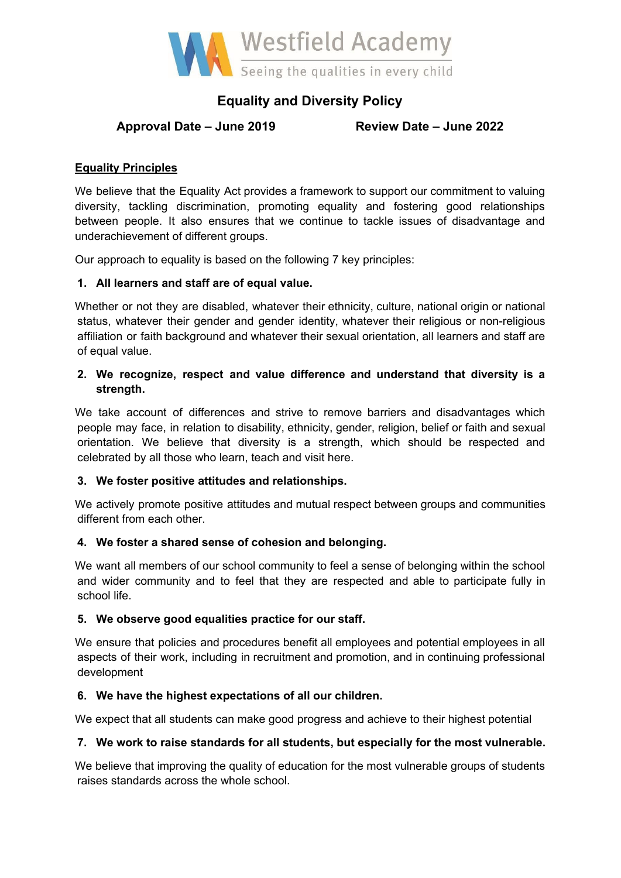Westfield Academy

Seeing the qualities in every child

# Equality and Diversity Policy

**Approval Date – June 2019** **Review Date – June 2022**

## Equality Principles

We believe that the Equality Act provides a framework to support our commitment to valuing diversity, tackling discrimination, promoting equality and fostering good relationships between people. It also ensures that we continue to tackle issues of disadvantage and underachievement of different groups.

Our approach to equality is based on the following 7 key principles:

**1. All learners and staff are of equal value.**

Whether or not they are disabled, whatever their ethnicity, culture, national origin or national status, whatever their gender and gender identity, whatever their religious or non-religious affiliation or faith background and whatever their sexual orientation, all learners and staff are of equal value.

**2. We recognize, respect and value difference and understand that diversity is a strength.**

We take account of differences and strive to remove barriers and disadvantages which people may face, in relation to disability, ethnicity, gender, religion, belief or faith and sexual orientation. We believe that diversity is a strength, which should be respected and celebrated by all those who learn, teach and visit here.

**3. We foster positive attitudes and relationships.**

We actively promote positive attitudes and mutual respect between groups and communities different from each other.

**4. We foster a shared sense of cohesion and belonging.**

We want all members of our school community to feel a sense of belonging within the school and wider community and to feel that they are respected and able to participate fully in school life.

**5. We observe good equalities practice for our staff.**

We ensure that policies and procedures benefit all employees and potential employees in all aspects of their work, including in recruitment and promotion, and in continuing professional development

**6. We have the highest expectations of all our children.**

We expect that all students can make good progress and achieve to their highest potential

**7. We work to raise standards for all students, but especially for the most vulnerable.**

We believe that improving the quality of education for the most vulnerable groups of students raises standards across the whole school.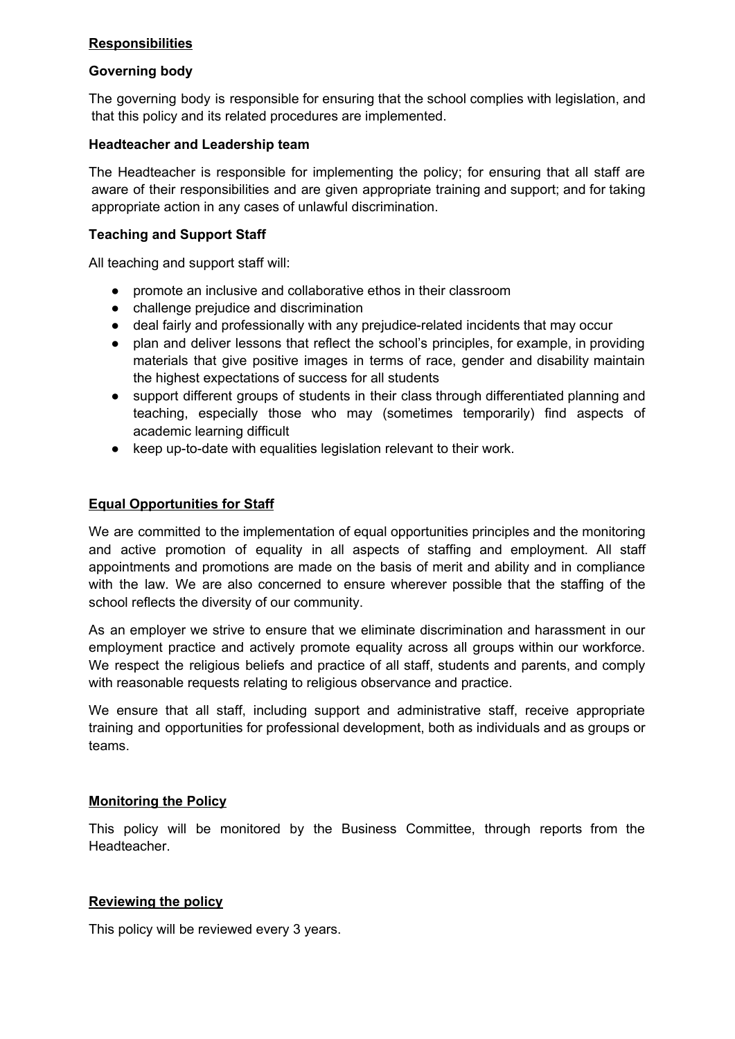## Responsibilities

### Governing body

The governing body is responsible for ensuring that the school complies with legislation, and that this policy and its related procedures are implemented.

### Headteacher and Leadership team

The Headteacher is responsible for implementing the policy; for ensuring that all staff are aware of their responsibilities and are given appropriate training and support; and for taking appropriate action in any cases of unlawful discrimination.

### Teaching and Support Staff

All teaching and support staff will:

- promote an inclusive and collaborative ethos in their classroom
- challenge prejudice and discrimination
- deal fairly and professionally with any prejudice-related incidents that may occur
- plan and deliver lessons that reflect the school's principles, for example, in providing materials that give positive images in terms of race, gender and disability maintain the highest expectations of success for all students
- support different groups of students in their class through differentiated planning and teaching, especially those who may (sometimes temporarily) find aspects of academic learning difficult
- keep up-to-date with equalities legislation relevant to their work.

## Equal Opportunities for Staff

We are committed to the implementation of equal opportunities principles and the monitoring and active promotion of equality in all aspects of staffing and employment. All staff appointments and promotions are made on the basis of merit and ability and in compliance with the law. We are also concerned to ensure wherever possible that the staffing of the school reflects the diversity of our community.

As an employer we strive to ensure that we eliminate discrimination and harassment in our employment practice and actively promote equality across all groups within our workforce. We respect the religious beliefs and practice of all staff, students and parents, and comply with reasonable requests relating to religious observance and practice.

We ensure that all staff, including support and administrative staff, receive appropriate training and opportunities for professional development, both as individuals and as groups or teams.

## Monitoring the Policy

This policy will be monitored by the Business Committee, through reports from the Headteacher.

## Reviewing the policy

This policy will be reviewed every 3 years.